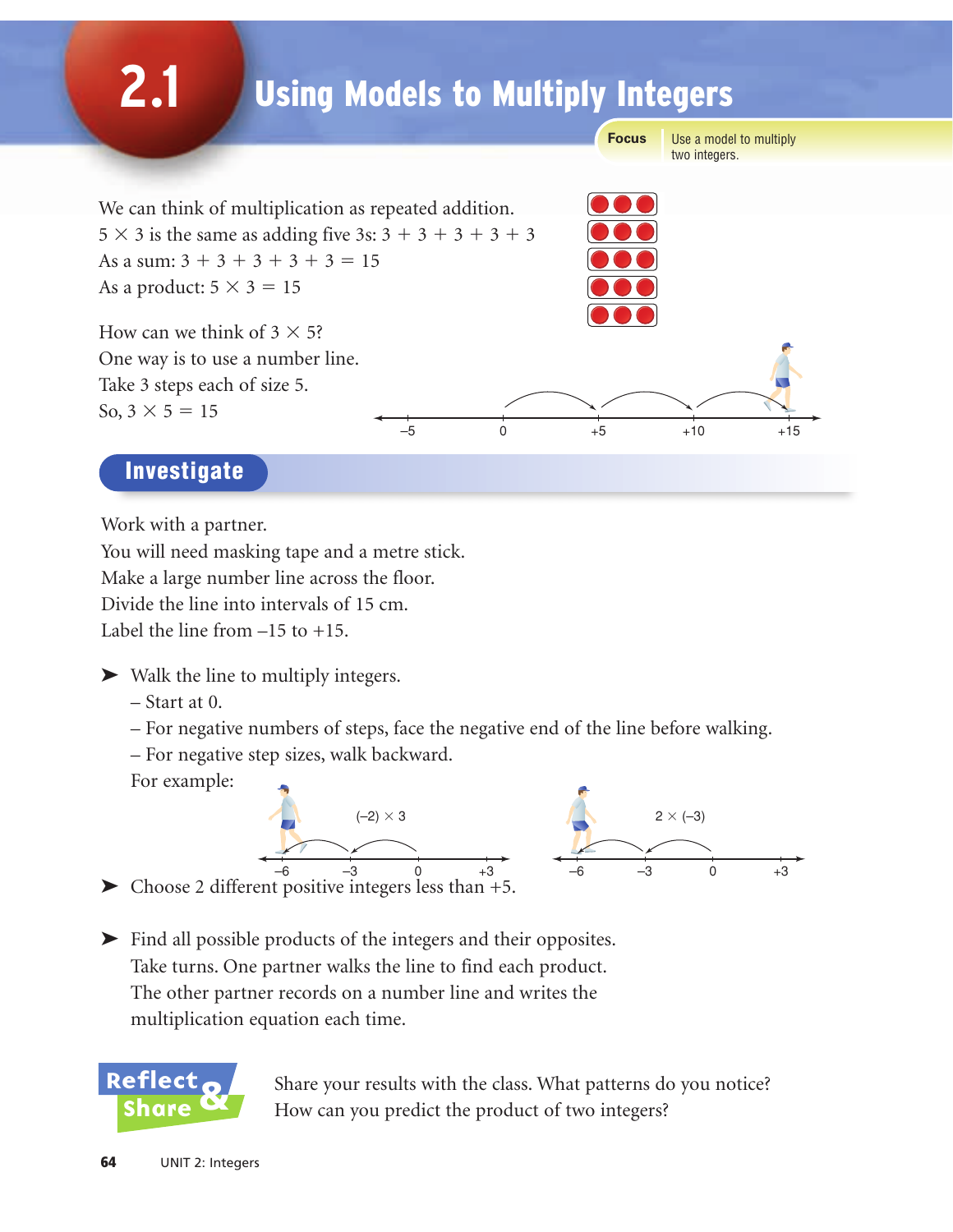# 2.1 Using Models to Multiply Integers

**Focus** Use a model to multiply two integers.

We can think of multiplication as repeated addition.
$5 \times 3$ is the same as adding five 3s: $3 + 3 + 3 + 3 + 3$
As a sum: $3 + 3 + 3 + 3 + 3 = 15$
As a product: $5 \times 3 = 15$

How can we think of $3 \times 5$?
One way is to use a number line.
Take 3 steps each of size 5.
So, $3 \times 5 = 15$

## Investigate

Work with a partner.
You will need masking tape and a metre stick.
Make a large number line across the floor.
Divide the line into intervals of 15 cm.
Label the line from –15 to +15.

➤ Walk the line to multiply integers.
  – Start at 0.
  – For negative numbers of steps, face the negative end of the line before walking.
  – For negative step sizes, walk backward.
  For example:

  $(-2) \times 3$

  $2 \times (-3)$

➤ Choose 2 different positive integers less than +5.

➤ Find all possible products of the integers and their opposites.
  Take turns. One partner walks the line to find each product.
  The other partner records on a number line and writes the multiplication equation each time.

**Reflect & Share**

Share your results with the class. What patterns do you notice?
How can you predict the product of two integers?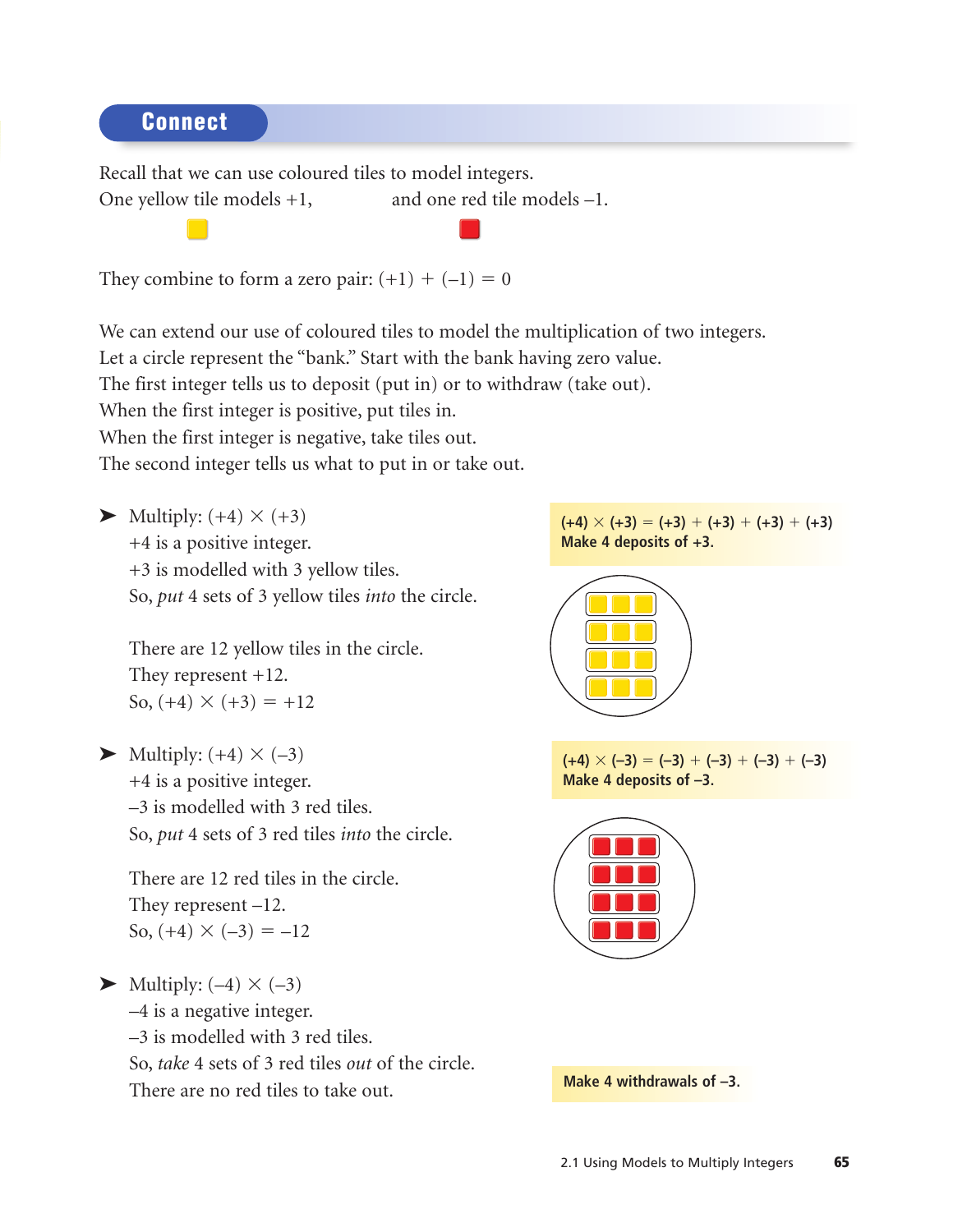## Connect

Recall that we can use coloured tiles to model integers.

One yellow tile models +1, and one red tile models –1.

They combine to form a zero pair: $(+1) + (-1) = 0$

We can extend our use of coloured tiles to model the multiplication of two integers.
Let a circle represent the "bank." Start with the bank having zero value.
The first integer tells us to deposit (put in) or to withdraw (take out).
When the first integer is positive, put tiles in.
When the first integer is negative, take tiles out.
The second integer tells us what to put in or take out.

➤ Multiply: $(+4) \times (+3)$

+4 is a positive integer.
+3 is modelled with 3 yellow tiles.
So, *put* 4 sets of 3 yellow tiles *into* the circle.

**$(+4) \times (+3) = (+3) + (+3) + (+3) + (+3)$**
**Make 4 deposits of +3.**

There are 12 yellow tiles in the circle.
They represent +12.
So, $(+4) \times (+3) = +12$

➤ Multiply: $(+4) \times (-3)$

+4 is a positive integer.
–3 is modelled with 3 red tiles.
So, *put* 4 sets of 3 red tiles *into* the circle.

**$(+4) \times (-3) = (-3) + (-3) + (-3) + (-3)$**
**Make 4 deposits of –3.**

There are 12 red tiles in the circle.
They represent –12.
So, $(+4) \times (-3) = -12$

➤ Multiply: $(-4) \times (-3)$

–4 is a negative integer.
–3 is modelled with 3 red tiles.
So, *take* 4 sets of 3 red tiles *out* of the circle.
There are no red tiles to take out.

**Make 4 withdrawals of –3.**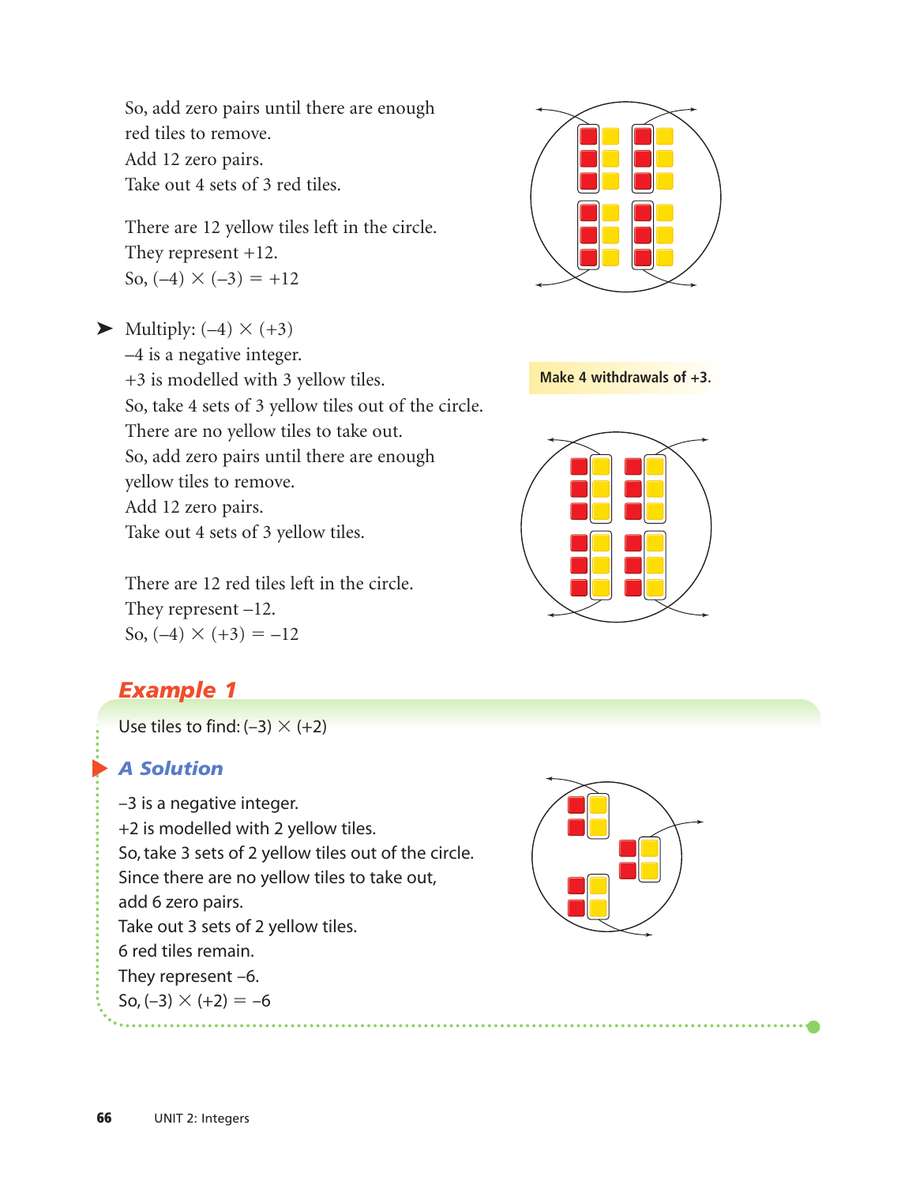So, add zero pairs until there are enough red tiles to remove.
Add 12 zero pairs.
Take out 4 sets of 3 red tiles.

There are 12 yellow tiles left in the circle.
They represent +12.
So, $(-4) \times (-3) = +12$

➤ Multiply: $(-4) \times (+3)$
$-4$ is a negative integer.
$+3$ is modelled with 3 yellow tiles.
So, take 4 sets of 3 yellow tiles out of the circle.
There are no yellow tiles to take out.
So, add zero pairs until there are enough yellow tiles to remove.
Add 12 zero pairs.
Take out 4 sets of 3 yellow tiles.

Make 4 withdrawals of +3.

There are 12 red tiles left in the circle.
They represent $-12$.
So, $(-4) \times (+3) = -12$

## Example 1

Use tiles to find: $(-3) \times (+2)$

### A Solution

$-3$ is a negative integer.
$+2$ is modelled with 2 yellow tiles.
So, take 3 sets of 2 yellow tiles out of the circle.
Since there are no yellow tiles to take out, add 6 zero pairs.
Take out 3 sets of 2 yellow tiles.
6 red tiles remain.
They represent $-6$.
So, $(-3) \times (+2) = -6$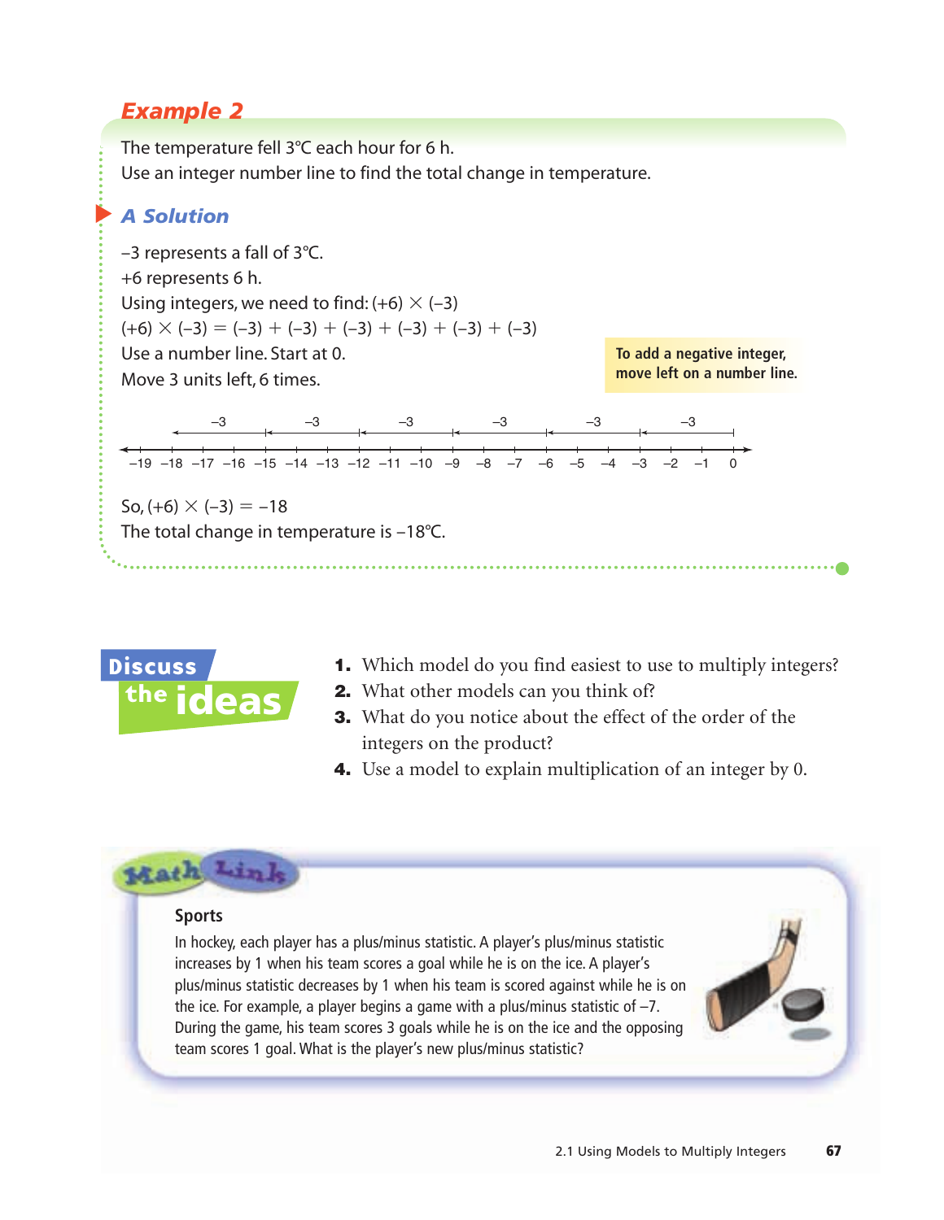## Example 2

The temperature fell 3°C each hour for 6 h.
Use an integer number line to find the total change in temperature.

### A Solution

–3 represents a fall of 3°C.
+6 represents 6 h.
Using integers, we need to find: $(+6) \times (-3)$
$(+6) \times (-3) = (-3) + (-3) + (-3) + (-3) + (-3) + (-3)$
Use a number line. Start at 0.
Move 3 units left, 6 times.

> **To add a negative integer, move left on a number line.**

So, $(+6) \times (-3) = -18$
The total change in temperature is –18°C.

## Discuss the ideas

1. Which model do you find easiest to use to multiply integers?
2. What other models can you think of?
3. What do you notice about the effect of the order of the integers on the product?
4. Use a model to explain multiplication of an integer by 0.

## Math Link

**Sports**

In hockey, each player has a plus/minus statistic. A player's plus/minus statistic increases by 1 when his team scores a goal while he is on the ice. A player's plus/minus statistic decreases by 1 when his team is scored against while he is on the ice. For example, a player begins a game with a plus/minus statistic of –7. During the game, his team scores 3 goals while he is on the ice and the opposing team scores 1 goal. What is the player's new plus/minus statistic?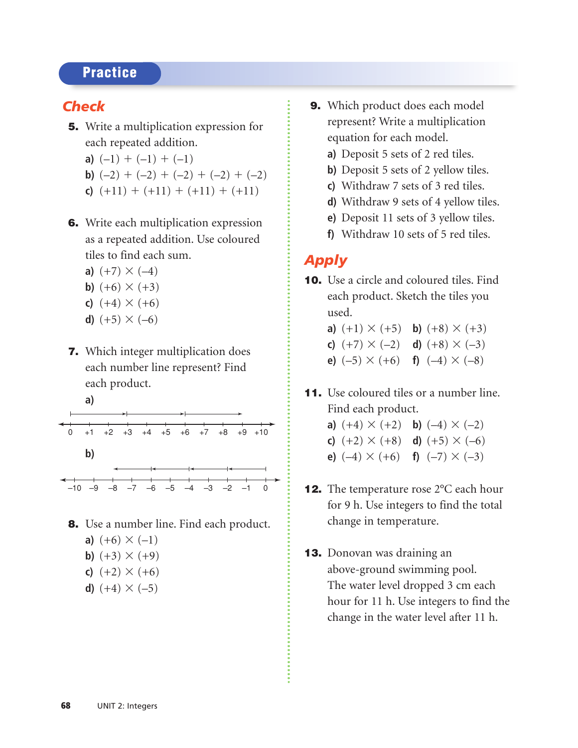## Practice

### Check

**5.** Write a multiplication expression for each repeated addition.

a) $(-1) + (-1) + (-1)$

b) $(-2) + (-2) + (-2) + (-2) + (-2)$

c) $(+11) + (+11) + (+11) + (+11)$

**6.** Write each multiplication expression as a repeated addition. Use coloured tiles to find each sum.

a) $(+7) \times (-4)$

b) $(+6) \times (+3)$

c) $(+4) \times (+6)$

d) $(+5) \times (-6)$

**7.** Which integer multiplication does each number line represent? Find each product.

a)

0 +1 +2 +3 +4 +5 +6 +7 +8 +9 +10

b)

−10 −9 −8 −7 −6 −5 −4 −3 −2 −1 0

**8.** Use a number line. Find each product.

a) $(+6) \times (-1)$

b) $(+3) \times (+9)$

c) $(+2) \times (+6)$

d) $(+4) \times (-5)$

**9.** Which product does each model represent? Write a multiplication equation for each model.

a) Deposit 5 sets of 2 red tiles.

b) Deposit 5 sets of 2 yellow tiles.

c) Withdraw 7 sets of 3 red tiles.

d) Withdraw 9 sets of 4 yellow tiles.

e) Deposit 11 sets of 3 yellow tiles.

f) Withdraw 10 sets of 5 red tiles.

### Apply

**10.** Use a circle and coloured tiles. Find each product. Sketch the tiles you used.

a) $(+1) \times (+5)$ b) $(+8) \times (+3)$

c) $(+7) \times (-2)$ d) $(+8) \times (-3)$

e) $(-5) \times (+6)$ f) $(-4) \times (-8)$

**11.** Use coloured tiles or a number line. Find each product.

a) $(+4) \times (+2)$ b) $(-4) \times (-2)$

c) $(+2) \times (+8)$ d) $(+5) \times (-6)$

e) $(-4) \times (+6)$ f) $(-7) \times (-3)$

**12.** The temperature rose 2°C each hour for 9 h. Use integers to find the total change in temperature.

**13.** Donovan was draining an above-ground swimming pool. The water level dropped 3 cm each hour for 11 h. Use integers to find the change in the water level after 11 h.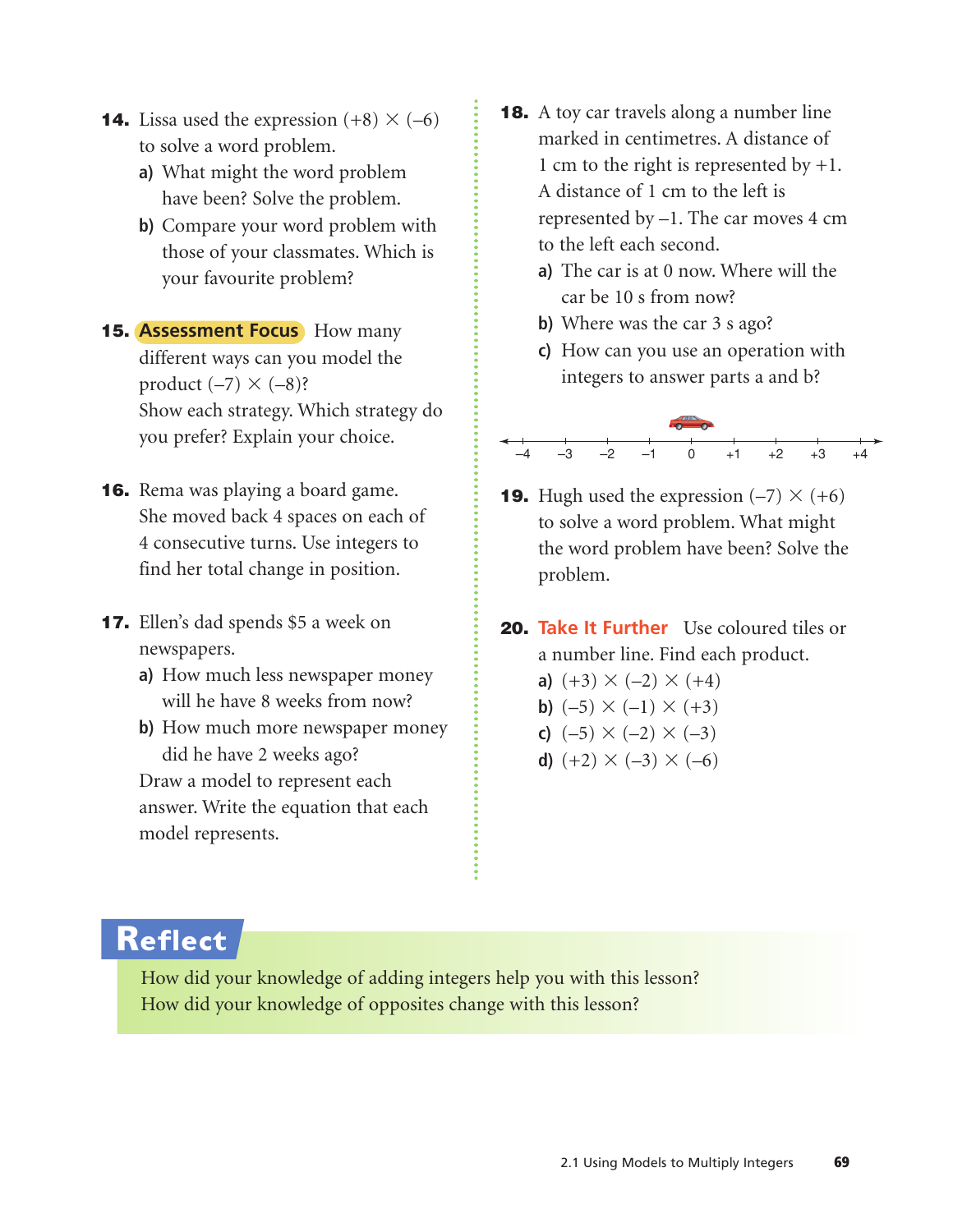14. Lissa used the expression $(+8) \times (-6)$ to solve a word problem.
   a) What might the word problem have been? Solve the problem.
   b) Compare your word problem with those of your classmates. Which is your favourite problem?

15. **Assessment Focus** How many different ways can you model the product $(-7) \times (-8)$? Show each strategy. Which strategy do you prefer? Explain your choice.

16. Rema was playing a board game. She moved back 4 spaces on each of 4 consecutive turns. Use integers to find her total change in position.

17. Ellen's dad spends \$5 a week on newspapers.
   a) How much less newspaper money will he have 8 weeks from now?
   b) How much more newspaper money did he have 2 weeks ago?

   Draw a model to represent each answer. Write the equation that each model represents.

18. A toy car travels along a number line marked in centimetres. A distance of 1 cm to the right is represented by +1. A distance of 1 cm to the left is represented by –1. The car moves 4 cm to the left each second.
   a) The car is at 0 now. Where will the car be 10 s from now?
   b) Where was the car 3 s ago?
   c) How can you use an operation with integers to answer parts a and b?

–4 –3 –2 –1 0 +1 +2 +3 +4

19. Hugh used the expression $(-7) \times (+6)$ to solve a word problem. What might the word problem have been? Solve the problem.

20. **Take It Further** Use coloured tiles or a number line. Find each product.
   a) $(+3) \times (-2) \times (+4)$
   b) $(-5) \times (-1) \times (+3)$
   c) $(-5) \times (-2) \times (-3)$
   d) $(+2) \times (-3) \times (-6)$

## Reflect

How did your knowledge of adding integers help you with this lesson?
How did your knowledge of opposites change with this lesson?